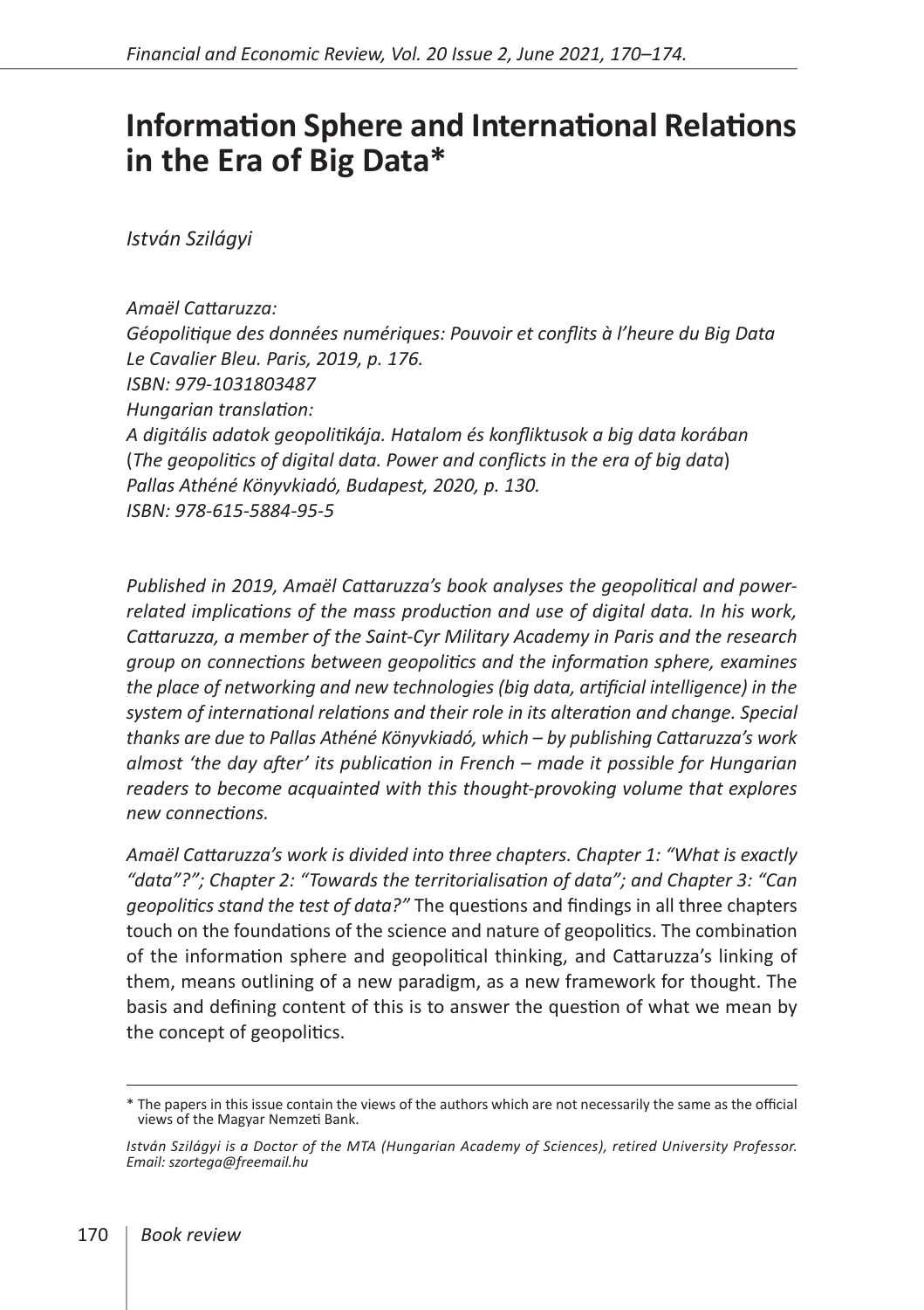# Information Sphere and International Relations in the Era of Big Data*

*István Szilágyi*

*Amaël Cattaruzza:*
*Géopolitique des données numériques: Pouvoir et conflits à l'heure du Big Data*
*Le Cavalier Bleu. Paris, 2019, p. 176.*
*ISBN: 979-1031803487*
*Hungarian translation:*
*A digitális adatok geopolitikája. Hatalom és konfliktusok a big data korában*
(*The geopolitics of digital data. Power and conflicts in the era of big data*)
*Pallas Athéné Könyvkiadó, Budapest, 2020, p. 130.*
*ISBN: 978-615-5884-95-5*

*Published in 2019, Amaël Cattaruzza's book analyses the geopolitical and power-related implications of the mass production and use of digital data. In his work, Cattaruzza, a member of the Saint-Cyr Military Academy in Paris and the research group on connections between geopolitics and the information sphere, examines the place of networking and new technologies (big data, artificial intelligence) in the system of international relations and their role in its alteration and change. Special thanks are due to Pallas Athéné Könyvkiadó, which – by publishing Cattaruzza's work almost 'the day after' its publication in French – made it possible for Hungarian readers to become acquainted with this thought-provoking volume that explores new connections.*

*Amaël Cattaruzza's work is divided into three chapters. Chapter 1: "What is exactly "data"?"; Chapter 2: "Towards the territorialisation of data"; and Chapter 3: "Can geopolitics stand the test of data?"* The questions and findings in all three chapters touch on the foundations of the science and nature of geopolitics. The combination of the information sphere and geopolitical thinking, and Cattaruzza's linking of them, means outlining of a new paradigm, as a new framework for thought. The basis and defining content of this is to answer the question of what we mean by the concept of geopolitics.

\* The papers in this issue contain the views of the authors which are not necessarily the same as the official views of the Magyar Nemzeti Bank.

*István Szilágyi is a Doctor of the MTA (Hungarian Academy of Sciences), retired University Professor. Email: szortega@freemail.hu*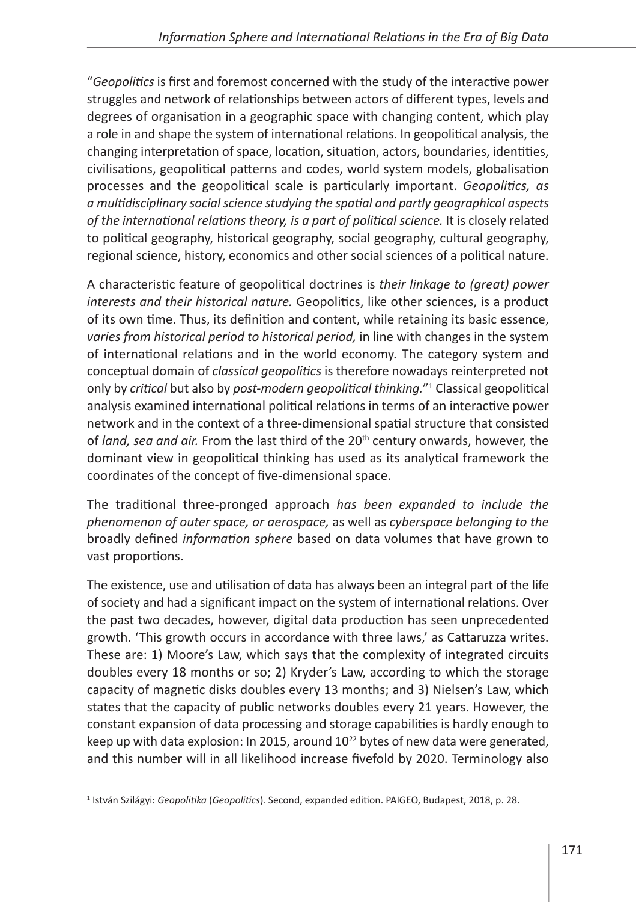"*Geopolitics* is first and foremost concerned with the study of the interactive power struggles and network of relationships between actors of different types, levels and degrees of organisation in a geographic space with changing content, which play a role in and shape the system of international relations. In geopolitical analysis, the changing interpretation of space, location, situation, actors, boundaries, identities, civilisations, geopolitical patterns and codes, world system models, globalisation processes and the geopolitical scale is particularly important. *Geopolitics, as a multidisciplinary social science studying the spatial and partly geographical aspects of the international relations theory, is a part of political science.* It is closely related to political geography, historical geography, social geography, cultural geography, regional science, history, economics and other social sciences of a political nature.

A characteristic feature of geopolitical doctrines is *their linkage to (great) power interests and their historical nature.* Geopolitics, like other sciences, is a product of its own time. Thus, its definition and content, while retaining its basic essence, *varies from historical period to historical period,* in line with changes in the system of international relations and in the world economy. The category system and conceptual domain of *classical geopolitics* is therefore nowadays reinterpreted not only by *critical* but also by *post-modern geopolitical thinking.*"[1] Classical geopolitical analysis examined international political relations in terms of an interactive power network and in the context of a three-dimensional spatial structure that consisted of *land, sea and air.* From the last third of the 20th century onwards, however, the dominant view in geopolitical thinking has used as its analytical framework the coordinates of the concept of five-dimensional space.

The traditional three-pronged approach *has been expanded to include the phenomenon of outer space, or aerospace,* as well as *cyberspace belonging to the* broadly defined *information sphere* based on data volumes that have grown to vast proportions.

The existence, use and utilisation of data has always been an integral part of the life of society and had a significant impact on the system of international relations. Over the past two decades, however, digital data production has seen unprecedented growth. 'This growth occurs in accordance with three laws,' as Cattaruzza writes. These are: 1) Moore's Law, which says that the complexity of integrated circuits doubles every 18 months or so; 2) Kryder's Law, according to which the storage capacity of magnetic disks doubles every 13 months; and 3) Nielsen's Law, which states that the capacity of public networks doubles every 21 years. However, the constant expansion of data processing and storage capabilities is hardly enough to keep up with data explosion: In 2015, around $10^{22}$ bytes of new data were generated, and this number will in all likelihood increase fivefold by 2020. Terminology also

[1] István Szilágyi: *Geopolitika* (*Geopolitics*). Second, expanded edition. PAIGEO, Budapest, 2018, p. 28.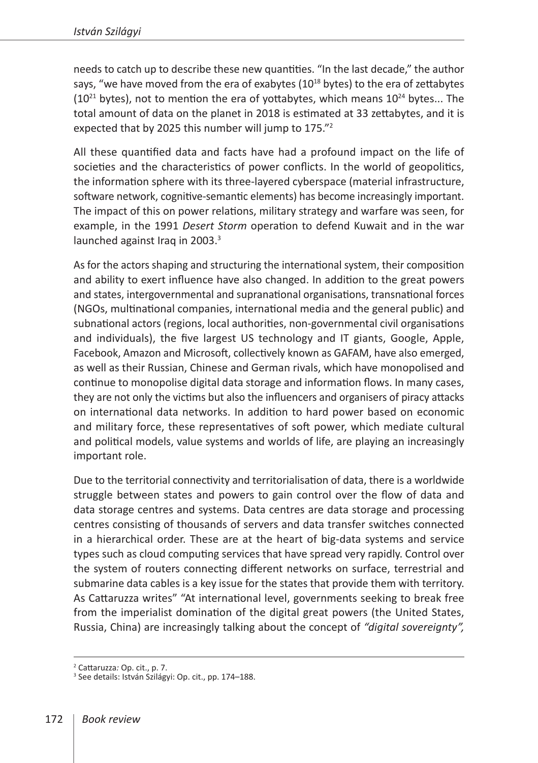needs to catch up to describe these new quantities. "In the last decade," the author says, "we have moved from the era of exabytes ($10^{18}$ bytes) to the era of zettabytes ($10^{21}$ bytes), not to mention the era of yottabytes, which means $10^{24}$ bytes... The total amount of data on the planet in 2018 is estimated at 33 zettabytes, and it is expected that by 2025 this number will jump to 175."[2]

All these quantified data and facts have had a profound impact on the life of societies and the characteristics of power conflicts. In the world of geopolitics, the information sphere with its three-layered cyberspace (material infrastructure, software network, cognitive-semantic elements) has become increasingly important. The impact of this on power relations, military strategy and warfare was seen, for example, in the 1991 *Desert Storm* operation to defend Kuwait and in the war launched against Iraq in 2003.[3]

As for the actors shaping and structuring the international system, their composition and ability to exert influence have also changed. In addition to the great powers and states, intergovernmental and supranational organisations, transnational forces (NGOs, multinational companies, international media and the general public) and subnational actors (regions, local authorities, non-governmental civil organisations and individuals), the five largest US technology and IT giants, Google, Apple, Facebook, Amazon and Microsoft, collectively known as GAFAM, have also emerged, as well as their Russian, Chinese and German rivals, which have monopolised and continue to monopolise digital data storage and information flows. In many cases, they are not only the victims but also the influencers and organisers of piracy attacks on international data networks. In addition to hard power based on economic and military force, these representatives of soft power, which mediate cultural and political models, value systems and worlds of life, are playing an increasingly important role.

Due to the territorial connectivity and territorialisation of data, there is a worldwide struggle between states and powers to gain control over the flow of data and data storage centres and systems. Data centres are data storage and processing centres consisting of thousands of servers and data transfer switches connected in a hierarchical order. These are at the heart of big-data systems and service types such as cloud computing services that have spread very rapidly. Control over the system of routers connecting different networks on surface, terrestrial and submarine data cables is a key issue for the states that provide them with territory. As Cattaruzza writes" "At international level, governments seeking to break free from the imperialist domination of the digital great powers (the United States, Russia, China) are increasingly talking about the concept of *"digital sovereignty",*

---

[2] Cattaruzza*:* Op. cit., p. 7.

[3] See details: István Szilágyi: Op. cit., pp. 174–188.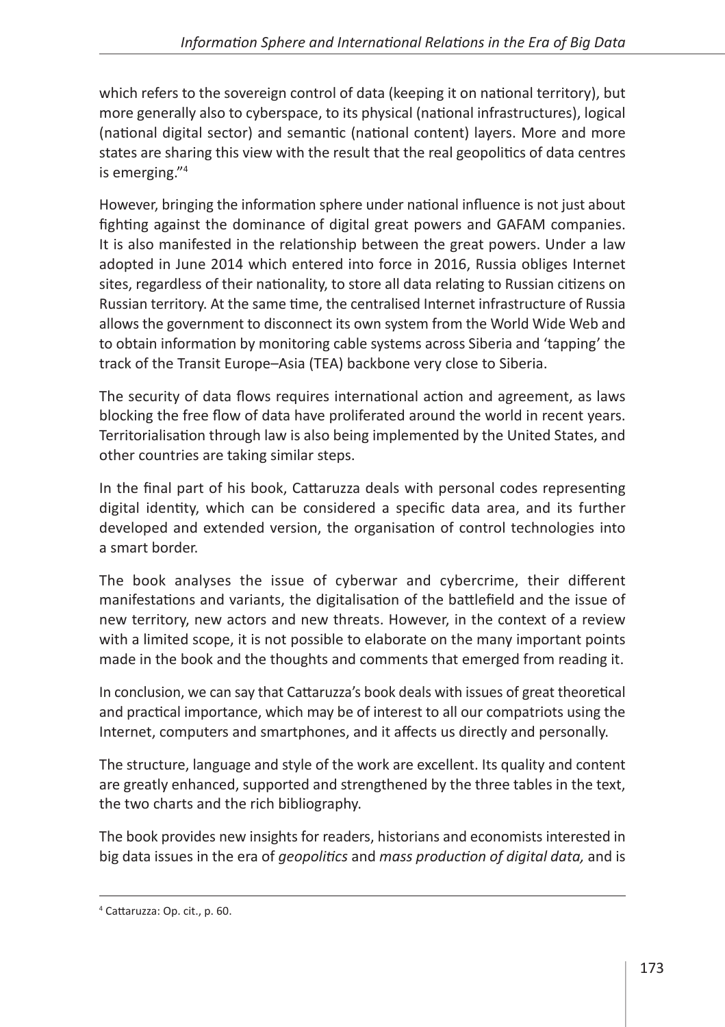which refers to the sovereign control of data (keeping it on national territory), but more generally also to cyberspace, to its physical (national infrastructures), logical (national digital sector) and semantic (national content) layers. More and more states are sharing this view with the result that the real geopolitics of data centres is emerging."[4]

However, bringing the information sphere under national influence is not just about fighting against the dominance of digital great powers and GAFAM companies. It is also manifested in the relationship between the great powers. Under a law adopted in June 2014 which entered into force in 2016, Russia obliges Internet sites, regardless of their nationality, to store all data relating to Russian citizens on Russian territory. At the same time, the centralised Internet infrastructure of Russia allows the government to disconnect its own system from the World Wide Web and to obtain information by monitoring cable systems across Siberia and 'tapping' the track of the Transit Europe–Asia (TEA) backbone very close to Siberia.

The security of data flows requires international action and agreement, as laws blocking the free flow of data have proliferated around the world in recent years. Territorialisation through law is also being implemented by the United States, and other countries are taking similar steps.

In the final part of his book, Cattaruzza deals with personal codes representing digital identity, which can be considered a specific data area, and its further developed and extended version, the organisation of control technologies into a smart border.

The book analyses the issue of cyberwar and cybercrime, their different manifestations and variants, the digitalisation of the battlefield and the issue of new territory, new actors and new threats. However, in the context of a review with a limited scope, it is not possible to elaborate on the many important points made in the book and the thoughts and comments that emerged from reading it.

In conclusion, we can say that Cattaruzza's book deals with issues of great theoretical and practical importance, which may be of interest to all our compatriots using the Internet, computers and smartphones, and it affects us directly and personally.

The structure, language and style of the work are excellent. Its quality and content are greatly enhanced, supported and strengthened by the three tables in the text, the two charts and the rich bibliography.

The book provides new insights for readers, historians and economists interested in big data issues in the era of *geopolitics* and *mass production of digital data,* and is

[4] Cattaruzza: Op. cit., p. 60.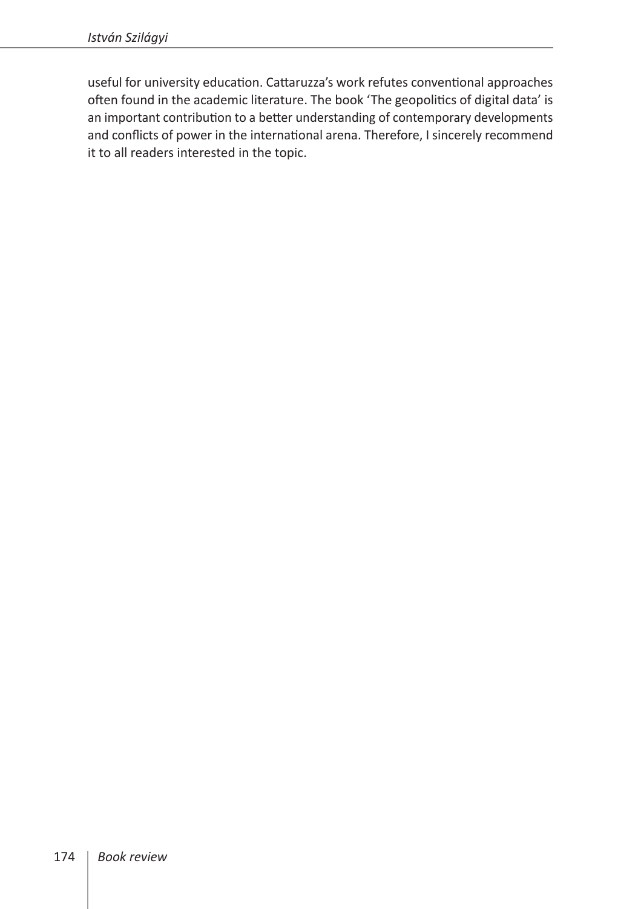useful for university education. Cattaruzza's work refutes conventional approaches often found in the academic literature. The book 'The geopolitics of digital data' is an important contribution to a better understanding of contemporary developments and conflicts of power in the international arena. Therefore, I sincerely recommend it to all readers interested in the topic.